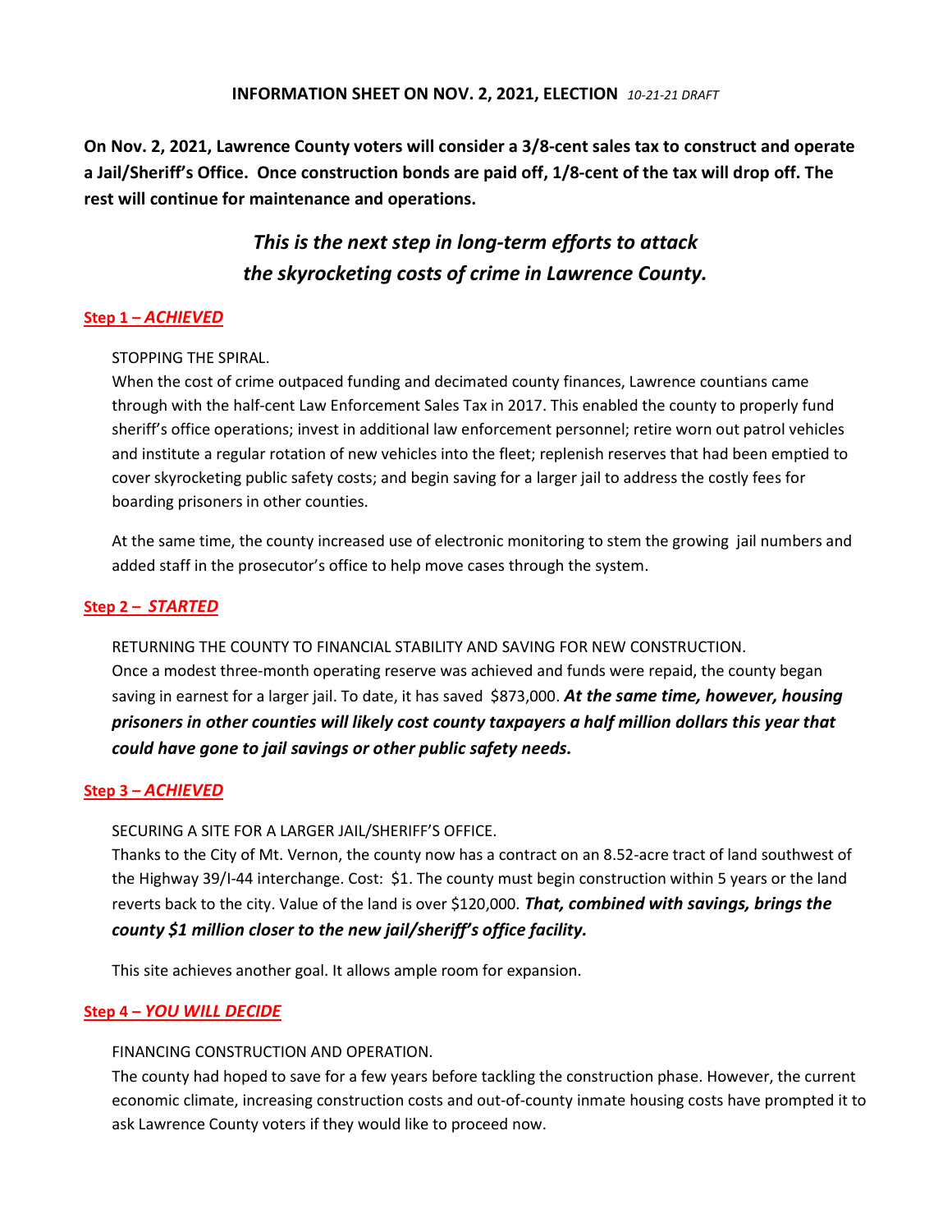**INFORMATION SHEET ON NOV. 2, 2021, ELECTION** *10-21-21 DRAFT*

**On Nov. 2, 2021, Lawrence County voters will consider a 3/8-cent sales tax to construct and operate a Jail/Sheriff's Office. Once construction bonds are paid off, 1/8-cent of the tax will drop off. The rest will continue for maintenance and operations.**

## *This is the next step in long-term efforts to attack the skyrocketing costs of crime in Lawrence County.*

### Step 1 – *ACHIEVED*

STOPPING THE SPIRAL.

When the cost of crime outpaced funding and decimated county finances, Lawrence countians came through with the half-cent Law Enforcement Sales Tax in 2017. This enabled the county to properly fund sheriff's office operations; invest in additional law enforcement personnel; retire worn out patrol vehicles and institute a regular rotation of new vehicles into the fleet; replenish reserves that had been emptied to cover skyrocketing public safety costs; and begin saving for a larger jail to address the costly fees for boarding prisoners in other counties.

At the same time, the county increased use of electronic monitoring to stem the growing jail numbers and added staff in the prosecutor's office to help move cases through the system.

### Step 2 – *STARTED*

RETURNING THE COUNTY TO FINANCIAL STABILITY AND SAVING FOR NEW CONSTRUCTION.

Once a modest three-month operating reserve was achieved and funds were repaid, the county began saving in earnest for a larger jail. To date, it has saved $873,000. ***At the same time, however, housing prisoners in other counties will likely cost county taxpayers a half million dollars this year that could have gone to jail savings or other public safety needs.***

### Step 3 – *ACHIEVED*

SECURING A SITE FOR A LARGER JAIL/SHERIFF'S OFFICE.

Thanks to the City of Mt. Vernon, the county now has a contract on an 8.52-acre tract of land southwest of the Highway 39/I-44 interchange. Cost: $1. The county must begin construction within 5 years or the land reverts back to the city. Value of the land is over $120,000. ***That, combined with savings, brings the county $1 million closer to the new jail/sheriff's office facility.***

This site achieves another goal. It allows ample room for expansion.

### Step 4 – *YOU WILL DECIDE*

FINANCING CONSTRUCTION AND OPERATION.

The county had hoped to save for a few years before tackling the construction phase. However, the current economic climate, increasing construction costs and out-of-county inmate housing costs have prompted it to ask Lawrence County voters if they would like to proceed now.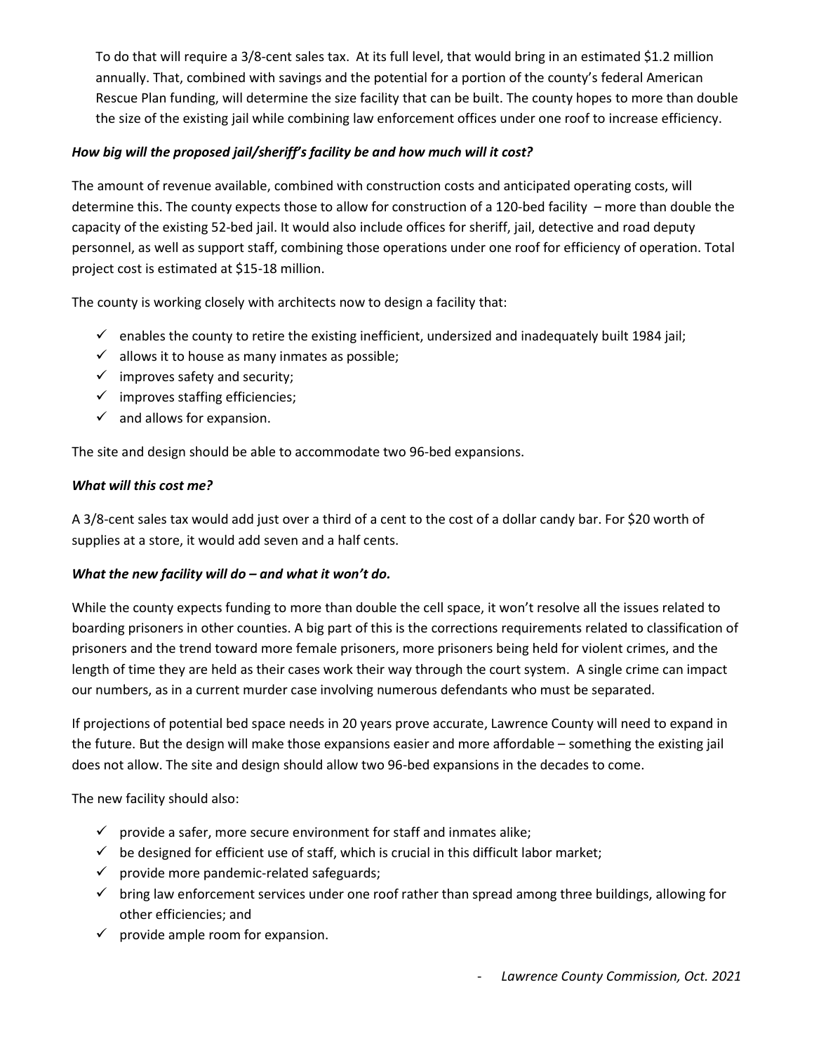To do that will require a 3/8-cent sales tax. At its full level, that would bring in an estimated $1.2 million annually. That, combined with savings and the potential for a portion of the county's federal American Rescue Plan funding, will determine the size facility that can be built. The county hopes to more than double the size of the existing jail while combining law enforcement offices under one roof to increase efficiency.

***How big will the proposed jail/sheriff's facility be and how much will it cost?***

The amount of revenue available, combined with construction costs and anticipated operating costs, will determine this. The county expects those to allow for construction of a 120-bed facility – more than double the capacity of the existing 52-bed jail. It would also include offices for sheriff, jail, detective and road deputy personnel, as well as support staff, combining those operations under one roof for efficiency of operation. Total project cost is estimated at $15-18 million.

The county is working closely with architects now to design a facility that:

- ✓ enables the county to retire the existing inefficient, undersized and inadequately built 1984 jail;
- ✓ allows it to house as many inmates as possible;
- ✓ improves safety and security;
- ✓ improves staffing efficiencies;
- ✓ and allows for expansion.

The site and design should be able to accommodate two 96-bed expansions.

***What will this cost me?***

A 3/8-cent sales tax would add just over a third of a cent to the cost of a dollar candy bar. For $20 worth of supplies at a store, it would add seven and a half cents.

***What the new facility will do – and what it won't do.***

While the county expects funding to more than double the cell space, it won't resolve all the issues related to boarding prisoners in other counties. A big part of this is the corrections requirements related to classification of prisoners and the trend toward more female prisoners, more prisoners being held for violent crimes, and the length of time they are held as their cases work their way through the court system. A single crime can impact our numbers, as in a current murder case involving numerous defendants who must be separated.

If projections of potential bed space needs in 20 years prove accurate, Lawrence County will need to expand in the future. But the design will make those expansions easier and more affordable – something the existing jail does not allow. The site and design should allow two 96-bed expansions in the decades to come.

The new facility should also:

- ✓ provide a safer, more secure environment for staff and inmates alike;
- ✓ be designed for efficient use of staff, which is crucial in this difficult labor market;
- ✓ provide more pandemic-related safeguards;
- ✓ bring law enforcement services under one roof rather than spread among three buildings, allowing for other efficiencies; and
- ✓ provide ample room for expansion.

- *Lawrence County Commission, Oct. 2021*